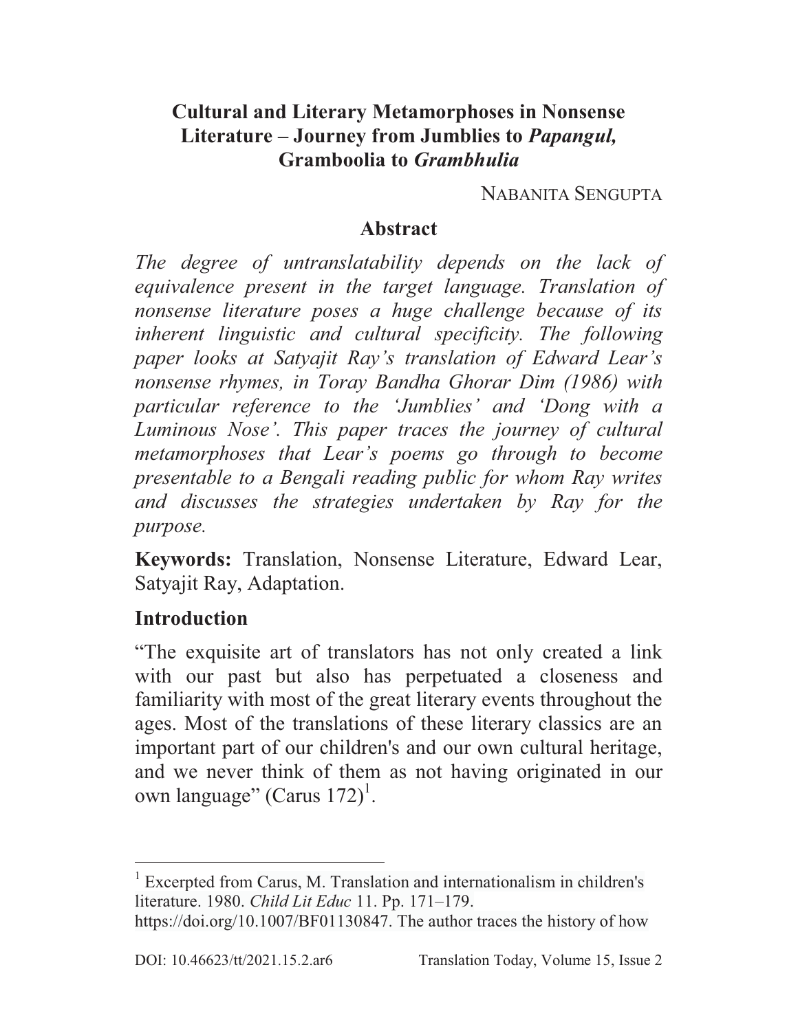# Cultural and Literary Metamorphoses in Nonsense Literature – Journey from Jumblies to *Papangul,* Gramboolia to *Grambhulia*

NABANITA SENGUPTA

## Abstract

*The degree of untranslatability depends on the lack of equivalence present in the target language. Translation of nonsense literature poses a huge challenge because of its inherent linguistic and cultural specificity. The following paper looks at Satyajit Ray's translation of Edward Lear's nonsense rhymes, in Toray Bandha Ghorar Dim (1986) with particular reference to the 'Jumblies' and 'Dong with a Luminous Nose'. This paper traces the journey of cultural metamorphoses that Lear's poems go through to become presentable to a Bengali reading public for whom Ray writes and discusses the strategies undertaken by Ray for the purpose.*

**Keywords:** Translation, Nonsense Literature, Edward Lear, Satyajit Ray, Adaptation.

## Introduction

"The exquisite art of translators has not only created a link with our past but also has perpetuated a closeness and familiarity with most of the great literary events throughout the ages. Most of the translations of these literary classics are an important part of our children's and our own cultural heritage, and we never think of them as not having originated in our own language" (Carus 172)[1].

---

[1] Excerpted from Carus, M. Translation and internationalism in children's literature. 1980. *Child Lit Educ* 11. Pp. 171–179. https://doi.org/10.1007/BF01130847. The author traces the history of how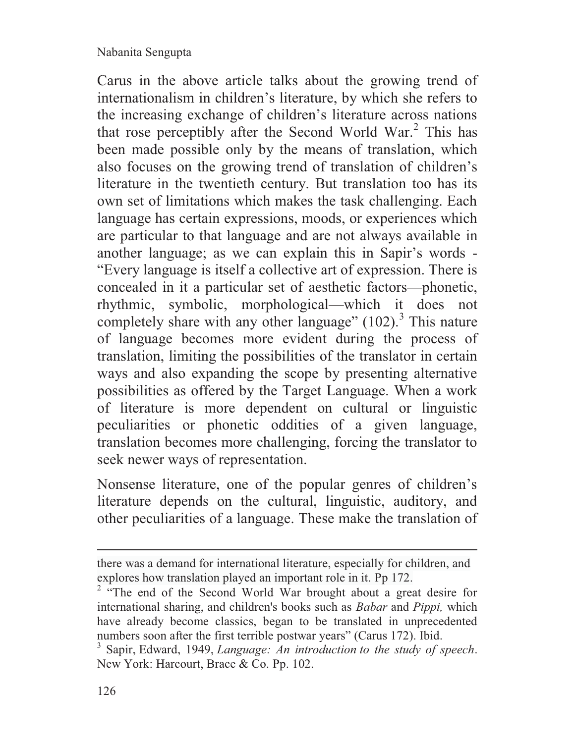Carus in the above article talks about the growing trend of internationalism in children's literature, by which she refers to the increasing exchange of children's literature across nations that rose perceptibly after the Second World War.[2] This has been made possible only by the means of translation, which also focuses on the growing trend of translation of children's literature in the twentieth century. But translation too has its own set of limitations which makes the task challenging. Each language has certain expressions, moods, or experiences which are particular to that language and are not always available in another language; as we can explain this in Sapir's words - "Every language is itself a collective art of expression. There is concealed in it a particular set of aesthetic factors—phonetic, rhythmic, symbolic, morphological—which it does not completely share with any other language" (102).[3] This nature of language becomes more evident during the process of translation, limiting the possibilities of the translator in certain ways and also expanding the scope by presenting alternative possibilities as offered by the Target Language. When a work of literature is more dependent on cultural or linguistic peculiarities or phonetic oddities of a given language, translation becomes more challenging, forcing the translator to seek newer ways of representation.

Nonsense literature, one of the popular genres of children's literature depends on the cultural, linguistic, auditory, and other peculiarities of a language. These make the translation of

---

there was a demand for international literature, especially for children, and explores how translation played an important role in it. Pp 172.

[2] "The end of the Second World War brought about a great desire for international sharing, and children's books such as *Babar* and *Pippi,* which have already become classics, began to be translated in unprecedented numbers soon after the first terrible postwar years" (Carus 172). Ibid.

[3] Sapir, Edward, 1949, *Language: An introduction to the study of speech*. New York: Harcourt, Brace & Co. Pp. 102.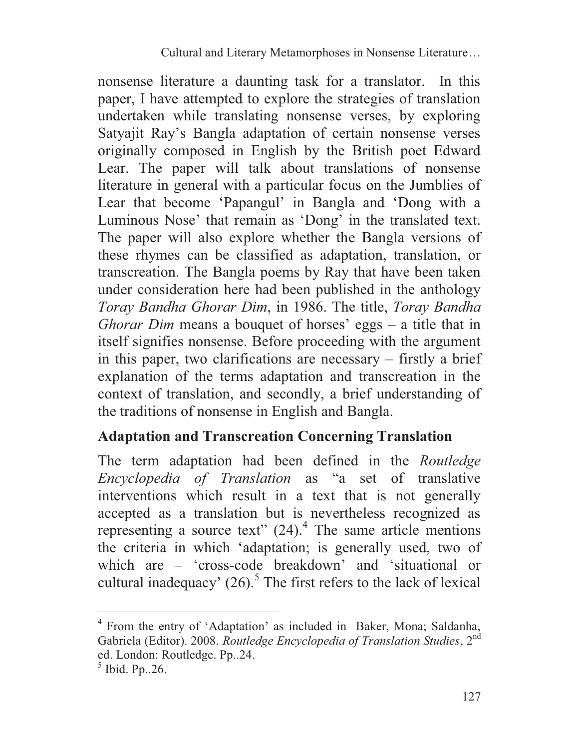nonsense literature a daunting task for a translator. In this paper, I have attempted to explore the strategies of translation undertaken while translating nonsense verses, by exploring Satyajit Ray's Bangla adaptation of certain nonsense verses originally composed in English by the British poet Edward Lear. The paper will talk about translations of nonsense literature in general with a particular focus on the Jumblies of Lear that become 'Papangul' in Bangla and 'Dong with a Luminous Nose' that remain as 'Dong' in the translated text. The paper will also explore whether the Bangla versions of these rhymes can be classified as adaptation, translation, or transcreation. The Bangla poems by Ray that have been taken under consideration here had been published in the anthology *Toray Bandha Ghorar Dim*, in 1986. The title, *Toray Bandha Ghorar Dim* means a bouquet of horses' eggs – a title that in itself signifies nonsense. Before proceeding with the argument in this paper, two clarifications are necessary – firstly a brief explanation of the terms adaptation and transcreation in the context of translation, and secondly, a brief understanding of the traditions of nonsense in English and Bangla.

## Adaptation and Transcreation Concerning Translation

The term adaptation had been defined in the *Routledge Encyclopedia of Translation* as "a set of translative interventions which result in a text that is not generally accepted as a translation but is nevertheless recognized as representing a source text" (24).[4] The same article mentions the criteria in which 'adaptation; is generally used, two of which are – 'cross-code breakdown' and 'situational or cultural inadequacy' (26).[5] The first refers to the lack of lexical

---

[4] From the entry of 'Adaptation' as included in Baker, Mona; Saldanha, Gabriela (Editor). 2008. *Routledge Encyclopedia of Translation Studies*, 2nd ed. London: Routledge. Pp..24.

[5] Ibid. Pp..26.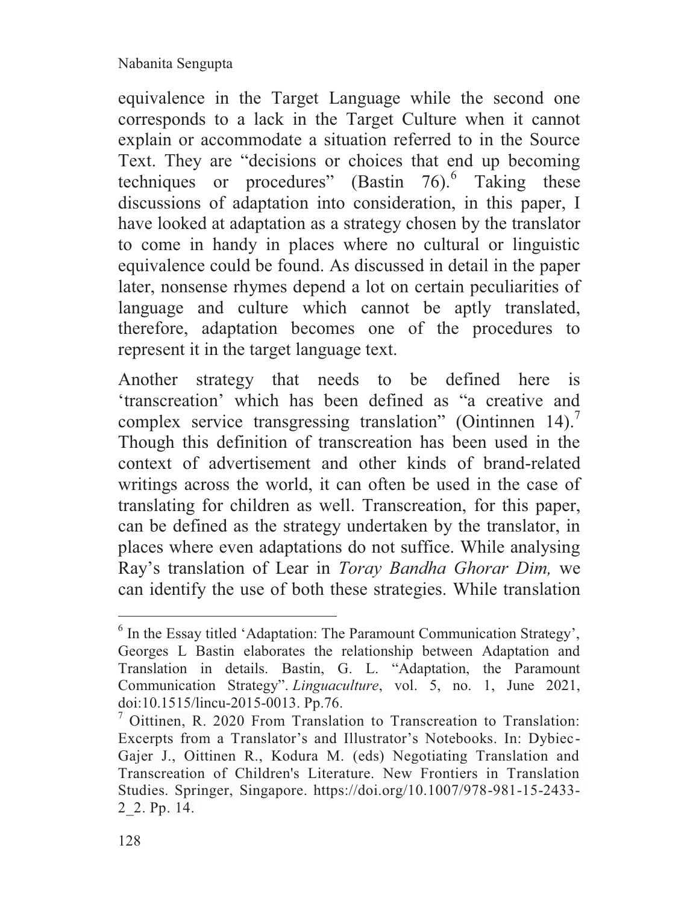equivalence in the Target Language while the second one corresponds to a lack in the Target Culture when it cannot explain or accommodate a situation referred to in the Source Text. They are "decisions or choices that end up becoming techniques or procedures" (Bastin 76).[6] Taking these discussions of adaptation into consideration, in this paper, I have looked at adaptation as a strategy chosen by the translator to come in handy in places where no cultural or linguistic equivalence could be found. As discussed in detail in the paper later, nonsense rhymes depend a lot on certain peculiarities of language and culture which cannot be aptly translated, therefore, adaptation becomes one of the procedures to represent it in the target language text.

Another strategy that needs to be defined here is 'transcreation' which has been defined as "a creative and complex service transgressing translation" (Ointinnen 14).[7] Though this definition of transcreation has been used in the context of advertisement and other kinds of brand-related writings across the world, it can often be used in the case of translating for children as well. Transcreation, for this paper, can be defined as the strategy undertaken by the translator, in places where even adaptations do not suffice. While analysing Ray's translation of Lear in *Toray Bandha Ghorar Dim,* we can identify the use of both these strategies. While translation

---

[6] In the Essay titled 'Adaptation: The Paramount Communication Strategy', Georges L Bastin elaborates the relationship between Adaptation and Translation in details. Bastin, G. L. "Adaptation, the Paramount Communication Strategy". *Linguaculture*, vol. 5, no. 1, June 2021, doi:10.1515/lincu-2015-0013. Pp.76.

[7] Oittinen, R. 2020 From Translation to Transcreation to Translation: Excerpts from a Translator's and Illustrator's Notebooks. In: Dybiec-Gajer J., Oittinen R., Kodura M. (eds) Negotiating Translation and Transcreation of Children's Literature. New Frontiers in Translation Studies. Springer, Singapore. https://doi.org/10.1007/978-981-15-2433-2_2. Pp. 14.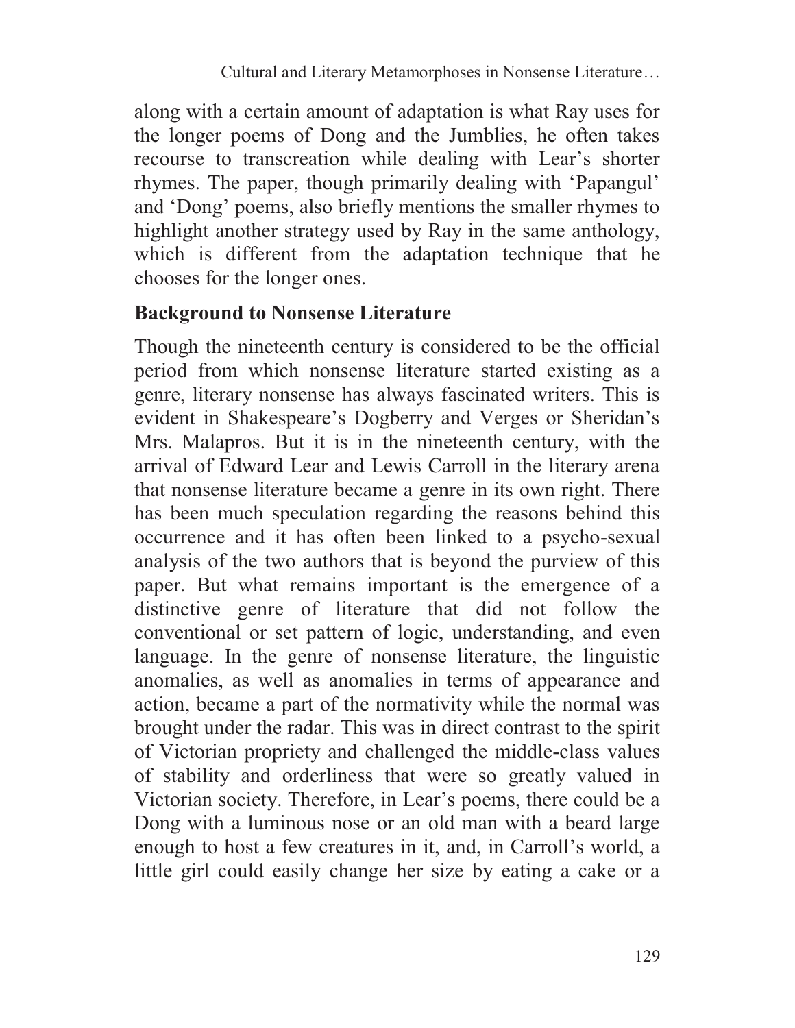along with a certain amount of adaptation is what Ray uses for the longer poems of Dong and the Jumblies, he often takes recourse to transcreation while dealing with Lear's shorter rhymes. The paper, though primarily dealing with 'Papangul' and 'Dong' poems, also briefly mentions the smaller rhymes to highlight another strategy used by Ray in the same anthology, which is different from the adaptation technique that he chooses for the longer ones.

## Background to Nonsense Literature

Though the nineteenth century is considered to be the official period from which nonsense literature started existing as a genre, literary nonsense has always fascinated writers. This is evident in Shakespeare's Dogberry and Verges or Sheridan's Mrs. Malapros. But it is in the nineteenth century, with the arrival of Edward Lear and Lewis Carroll in the literary arena that nonsense literature became a genre in its own right. There has been much speculation regarding the reasons behind this occurrence and it has often been linked to a psycho-sexual analysis of the two authors that is beyond the purview of this paper. But what remains important is the emergence of a distinctive genre of literature that did not follow the conventional or set pattern of logic, understanding, and even language. In the genre of nonsense literature, the linguistic anomalies, as well as anomalies in terms of appearance and action, became a part of the normativity while the normal was brought under the radar. This was in direct contrast to the spirit of Victorian propriety and challenged the middle-class values of stability and orderliness that were so greatly valued in Victorian society. Therefore, in Lear's poems, there could be a Dong with a luminous nose or an old man with a beard large enough to host a few creatures in it, and, in Carroll's world, a little girl could easily change her size by eating a cake or a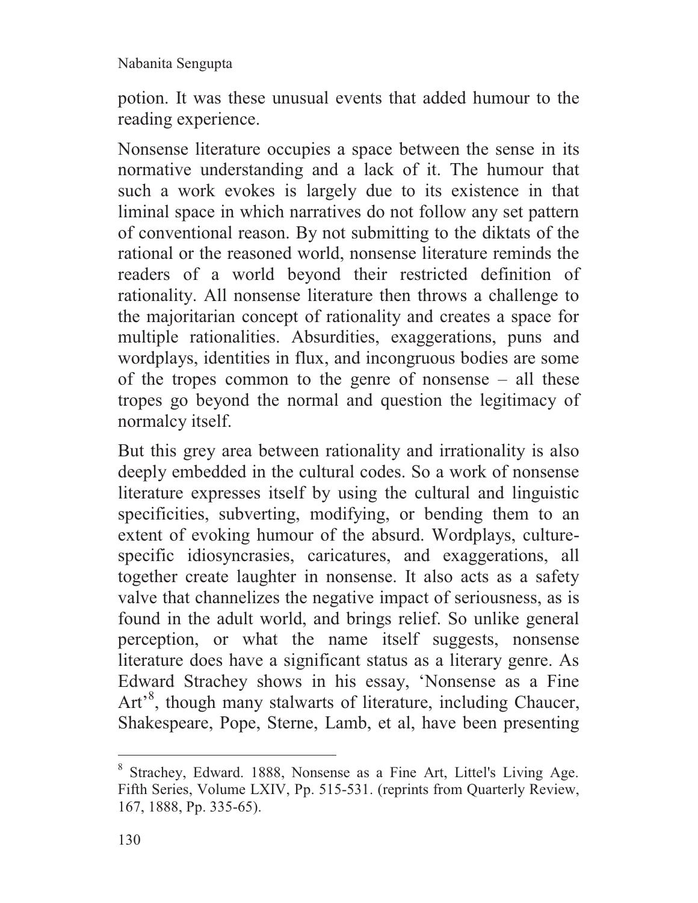potion. It was these unusual events that added humour to the reading experience.

Nonsense literature occupies a space between the sense in its normative understanding and a lack of it. The humour that such a work evokes is largely due to its existence in that liminal space in which narratives do not follow any set pattern of conventional reason. By not submitting to the diktats of the rational or the reasoned world, nonsense literature reminds the readers of a world beyond their restricted definition of rationality. All nonsense literature then throws a challenge to the majoritarian concept of rationality and creates a space for multiple rationalities. Absurdities, exaggerations, puns and wordplays, identities in flux, and incongruous bodies are some of the tropes common to the genre of nonsense – all these tropes go beyond the normal and question the legitimacy of normalcy itself.

But this grey area between rationality and irrationality is also deeply embedded in the cultural codes. So a work of nonsense literature expresses itself by using the cultural and linguistic specificities, subverting, modifying, or bending them to an extent of evoking humour of the absurd. Wordplays, culture-specific idiosyncrasies, caricatures, and exaggerations, all together create laughter in nonsense. It also acts as a safety valve that channelizes the negative impact of seriousness, as is found in the adult world, and brings relief. So unlike general perception, or what the name itself suggests, nonsense literature does have a significant status as a literary genre. As Edward Strachey shows in his essay, 'Nonsense as a Fine Art'[8], though many stalwarts of literature, including Chaucer, Shakespeare, Pope, Sterne, Lamb, et al, have been presenting

[8] Strachey, Edward. 1888, Nonsense as a Fine Art, Littel's Living Age. Fifth Series, Volume LXIV, Pp. 515-531. (reprints from Quarterly Review, 167, 1888, Pp. 335-65).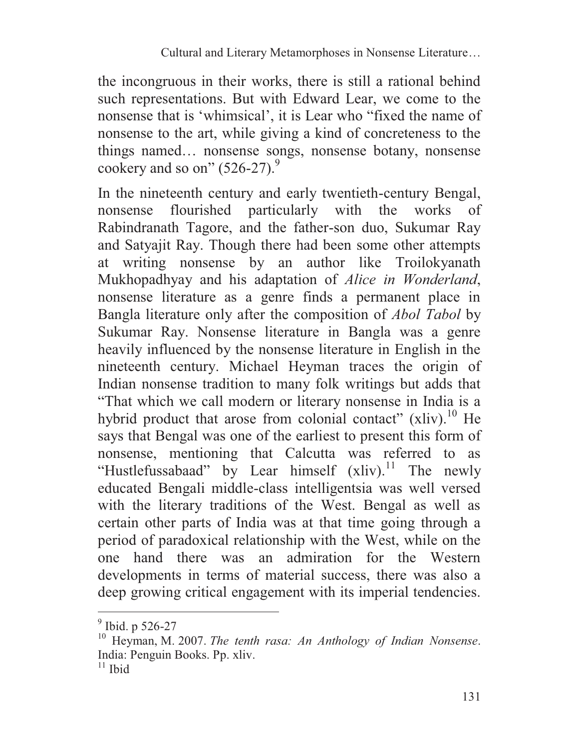the incongruous in their works, there is still a rational behind such representations. But with Edward Lear, we come to the nonsense that is 'whimsical', it is Lear who "fixed the name of nonsense to the art, while giving a kind of concreteness to the things named… nonsense songs, nonsense botany, nonsense cookery and so on" (526-27).[9]

In the nineteenth century and early twentieth-century Bengal, nonsense flourished particularly with the works of Rabindranath Tagore, and the father-son duo, Sukumar Ray and Satyajit Ray. Though there had been some other attempts at writing nonsense by an author like Troilokyanath Mukhopadhyay and his adaptation of *Alice in Wonderland*, nonsense literature as a genre finds a permanent place in Bangla literature only after the composition of *Abol Tabol* by Sukumar Ray. Nonsense literature in Bangla was a genre heavily influenced by the nonsense literature in English in the nineteenth century. Michael Heyman traces the origin of Indian nonsense tradition to many folk writings but adds that "That which we call modern or literary nonsense in India is a hybrid product that arose from colonial contact" (xliv).[10] He says that Bengal was one of the earliest to present this form of nonsense, mentioning that Calcutta was referred to as "Hustlefussabaad" by Lear himself (xliv).[11] The newly educated Bengali middle-class intelligentsia was well versed with the literary traditions of the West. Bengal as well as certain other parts of India was at that time going through a period of paradoxical relationship with the West, while on the one hand there was an admiration for the Western developments in terms of material success, there was also a deep growing critical engagement with its imperial tendencies.

---

[9] Ibid. p 526-27

[10] Heyman, M. 2007. *The tenth rasa: An Anthology of Indian Nonsense*. India: Penguin Books. Pp. xliv.

[11] Ibid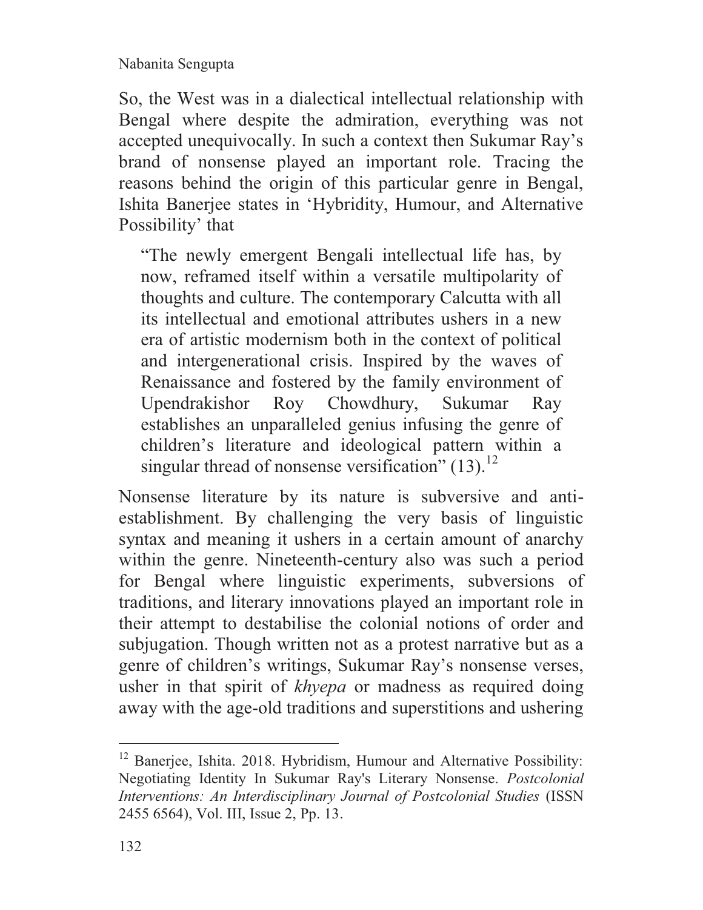So, the West was in a dialectical intellectual relationship with Bengal where despite the admiration, everything was not accepted unequivocally. In such a context then Sukumar Ray's brand of nonsense played an important role. Tracing the reasons behind the origin of this particular genre in Bengal, Ishita Banerjee states in 'Hybridity, Humour, and Alternative Possibility' that

> "The newly emergent Bengali intellectual life has, by now, reframed itself within a versatile multipolarity of thoughts and culture. The contemporary Calcutta with all its intellectual and emotional attributes ushers in a new era of artistic modernism both in the context of political and intergenerational crisis. Inspired by the waves of Renaissance and fostered by the family environment of Upendrakishor Roy Chowdhury, Sukumar Ray establishes an unparalleled genius infusing the genre of children's literature and ideological pattern within a singular thread of nonsense versification" (13).[12]

Nonsense literature by its nature is subversive and anti-establishment. By challenging the very basis of linguistic syntax and meaning it ushers in a certain amount of anarchy within the genre. Nineteenth-century also was such a period for Bengal where linguistic experiments, subversions of traditions, and literary innovations played an important role in their attempt to destabilise the colonial notions of order and subjugation. Though written not as a protest narrative but as a genre of children's writings, Sukumar Ray's nonsense verses, usher in that spirit of *khyepa* or madness as required doing away with the age-old traditions and superstitions and ushering

---

[12] Banerjee, Ishita. 2018. Hybridism, Humour and Alternative Possibility: Negotiating Identity In Sukumar Ray's Literary Nonsense. *Postcolonial Interventions: An Interdisciplinary Journal of Postcolonial Studies* (ISSN 2455 6564), Vol. III, Issue 2, Pp. 13.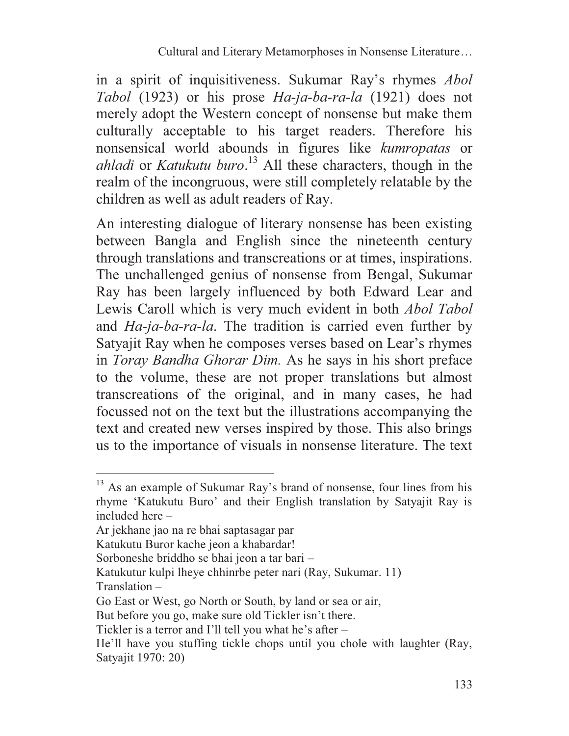in a spirit of inquisitiveness. Sukumar Ray's rhymes *Abol Tabol* (1923) or his prose *Ha-ja-ba-ra-la* (1921) does not merely adopt the Western concept of nonsense but make them culturally acceptable to his target readers. Therefore his nonsensical world abounds in figures like *kumropatas* or *ahladi* or *Katukutu buro*.[13] All these characters, though in the realm of the incongruous, were still completely relatable by the children as well as adult readers of Ray.

An interesting dialogue of literary nonsense has been existing between Bangla and English since the nineteenth century through translations and transcreations or at times, inspirations. The unchallenged genius of nonsense from Bengal, Sukumar Ray has been largely influenced by both Edward Lear and Lewis Caroll which is very much evident in both *Abol Tabol* and *Ha-ja-ba-ra-la*. The tradition is carried even further by Satyajit Ray when he composes verses based on Lear's rhymes in *Toray Bandha Ghorar Dim.* As he says in his short preface to the volume, these are not proper translations but almost transcreations of the original, and in many cases, he had focussed not on the text but the illustrations accompanying the text and created new verses inspired by those. This also brings us to the importance of visuals in nonsense literature. The text

---

[13] As an example of Sukumar Ray's brand of nonsense, four lines from his rhyme 'Katukutu Buro' and their English translation by Satyajit Ray is included here –

Ar jekhane jao na re bhai saptasagar par
Katukutu Buror kache jeon a khabardar!
Sorboneshe briddho se bhai jeon a tar bari –
Katukutur kulpi lheye chhinrbe peter nari (Ray, Sukumar. 11)

Translation –

Go East or West, go North or South, by land or sea or air,
But before you go, make sure old Tickler isn't there.
Tickler is a terror and I'll tell you what he's after –
He'll have you stuffing tickle chops until you chole with laughter (Ray, Satyajit 1970: 20)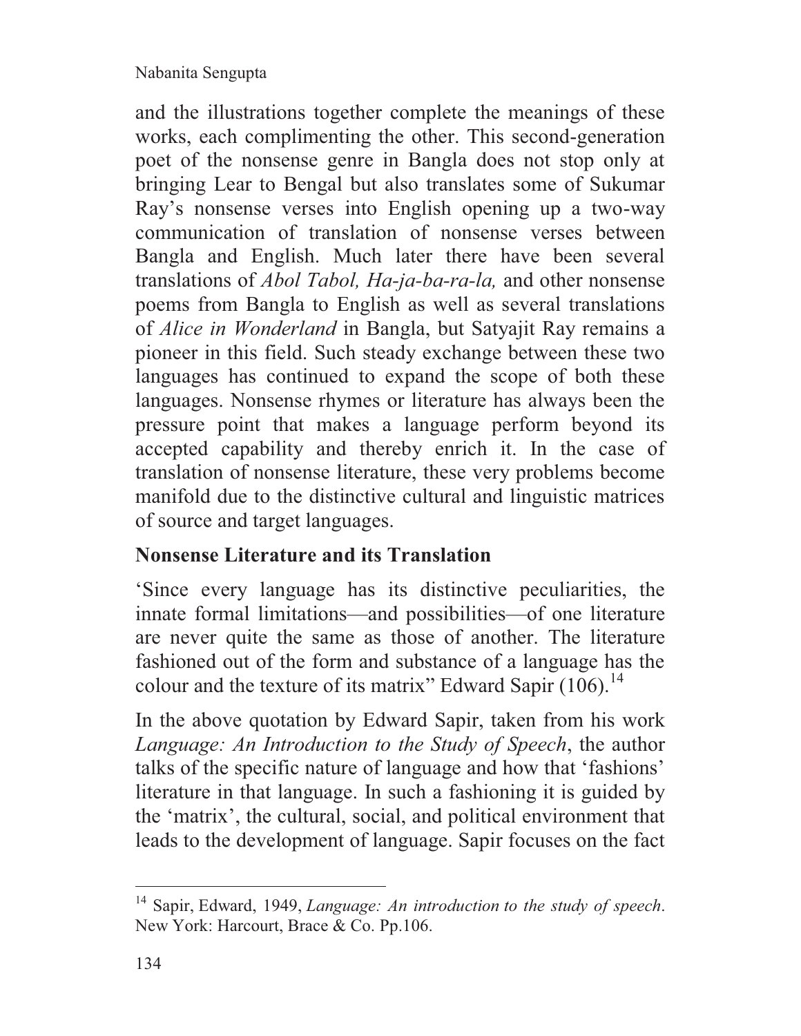and the illustrations together complete the meanings of these works, each complimenting the other. This second-generation poet of the nonsense genre in Bangla does not stop only at bringing Lear to Bengal but also translates some of Sukumar Ray's nonsense verses into English opening up a two-way communication of translation of nonsense verses between Bangla and English. Much later there have been several translations of *Abol Tabol, Ha-ja-ba-ra-la,* and other nonsense poems from Bangla to English as well as several translations of *Alice in Wonderland* in Bangla, but Satyajit Ray remains a pioneer in this field. Such steady exchange between these two languages has continued to expand the scope of both these languages. Nonsense rhymes or literature has always been the pressure point that makes a language perform beyond its accepted capability and thereby enrich it. In the case of translation of nonsense literature, these very problems become manifold due to the distinctive cultural and linguistic matrices of source and target languages.

## Nonsense Literature and its Translation

'Since every language has its distinctive peculiarities, the innate formal limitations—and possibilities—of one literature are never quite the same as those of another. The literature fashioned out of the form and substance of a language has the colour and the texture of its matrix" Edward Sapir (106).[14]

In the above quotation by Edward Sapir, taken from his work *Language: An Introduction to the Study of Speech*, the author talks of the specific nature of language and how that 'fashions' literature in that language. In such a fashioning it is guided by the 'matrix', the cultural, social, and political environment that leads to the development of language. Sapir focuses on the fact

---

[14] Sapir, Edward, 1949, *Language: An introduction to the study of speech*. New York: Harcourt, Brace & Co. Pp.106.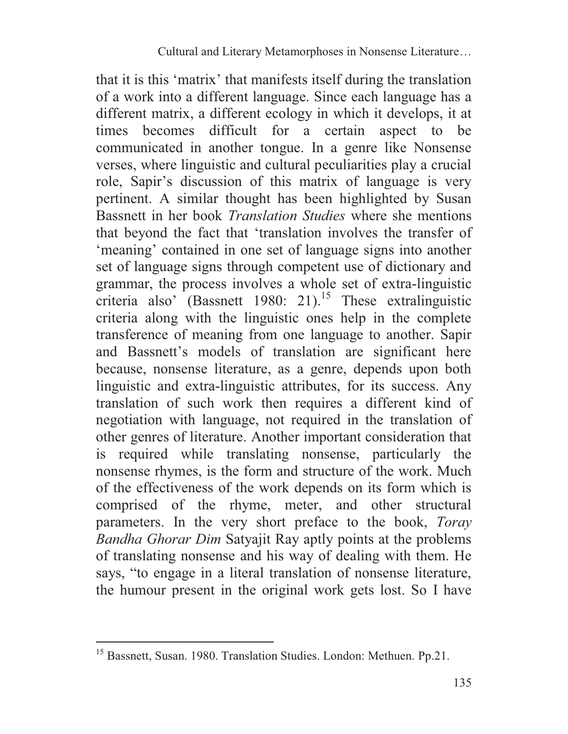that it is this 'matrix' that manifests itself during the translation of a work into a different language. Since each language has a different matrix, a different ecology in which it develops, it at times becomes difficult for a certain aspect to be communicated in another tongue. In a genre like Nonsense verses, where linguistic and cultural peculiarities play a crucial role, Sapir's discussion of this matrix of language is very pertinent. A similar thought has been highlighted by Susan Bassnett in her book *Translation Studies* where she mentions that beyond the fact that 'translation involves the transfer of 'meaning' contained in one set of language signs into another set of language signs through competent use of dictionary and grammar, the process involves a whole set of extra-linguistic criteria also' (Bassnett 1980: 21).[15] These extralinguistic criteria along with the linguistic ones help in the complete transference of meaning from one language to another. Sapir and Bassnett's models of translation are significant here because, nonsense literature, as a genre, depends upon both linguistic and extra-linguistic attributes, for its success. Any translation of such work then requires a different kind of negotiation with language, not required in the translation of other genres of literature. Another important consideration that is required while translating nonsense, particularly the nonsense rhymes, is the form and structure of the work. Much of the effectiveness of the work depends on its form which is comprised of the rhyme, meter, and other structural parameters. In the very short preface to the book, *Toray Bandha Ghorar Dim* Satyajit Ray aptly points at the problems of translating nonsense and his way of dealing with them. He says, "to engage in a literal translation of nonsense literature, the humour present in the original work gets lost. So I have

---

[15] Bassnett, Susan. 1980. Translation Studies. London: Methuen. Pp.21.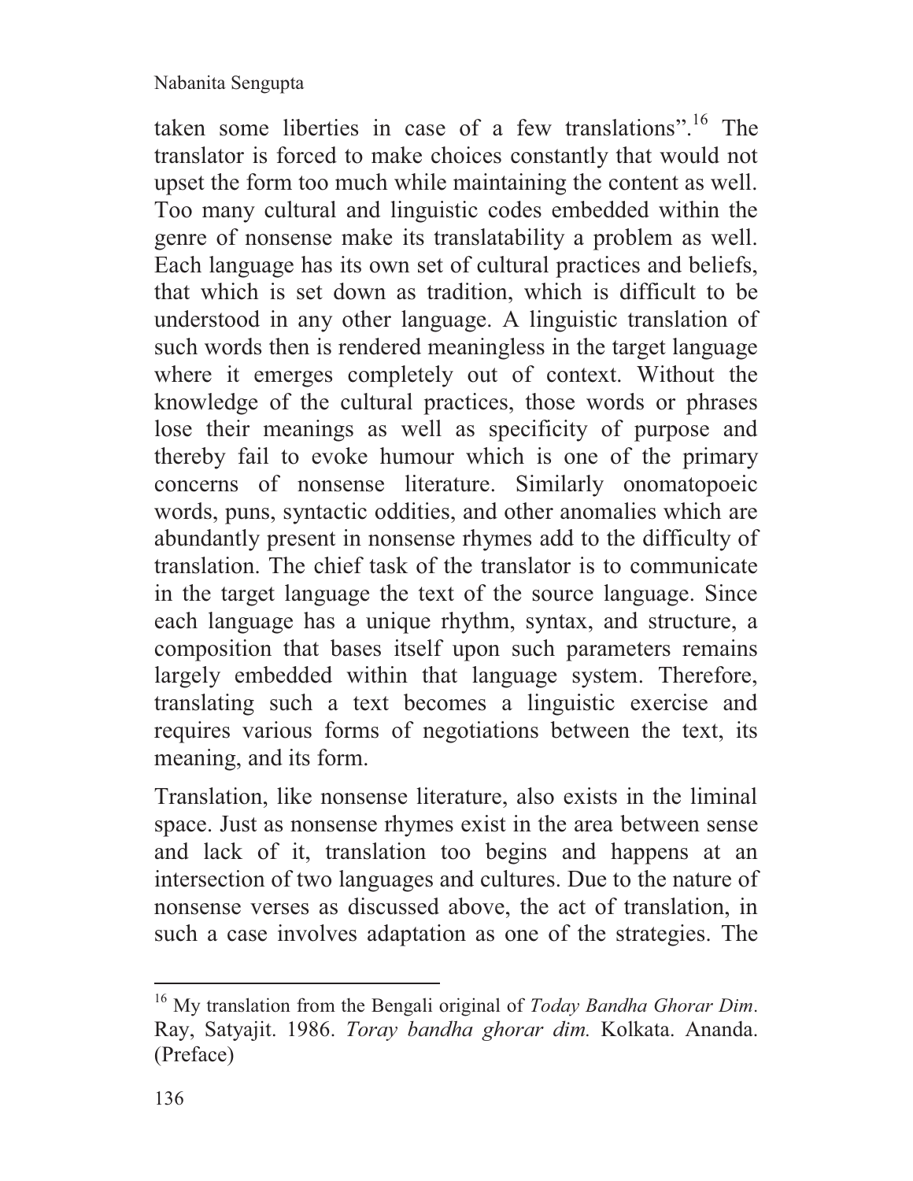taken some liberties in case of a few translations".[16] The translator is forced to make choices constantly that would not upset the form too much while maintaining the content as well. Too many cultural and linguistic codes embedded within the genre of nonsense make its translatability a problem as well. Each language has its own set of cultural practices and beliefs, that which is set down as tradition, which is difficult to be understood in any other language. A linguistic translation of such words then is rendered meaningless in the target language where it emerges completely out of context. Without the knowledge of the cultural practices, those words or phrases lose their meanings as well as specificity of purpose and thereby fail to evoke humour which is one of the primary concerns of nonsense literature. Similarly onomatopoeic words, puns, syntactic oddities, and other anomalies which are abundantly present in nonsense rhymes add to the difficulty of translation. The chief task of the translator is to communicate in the target language the text of the source language. Since each language has a unique rhythm, syntax, and structure, a composition that bases itself upon such parameters remains largely embedded within that language system. Therefore, translating such a text becomes a linguistic exercise and requires various forms of negotiations between the text, its meaning, and its form.

Translation, like nonsense literature, also exists in the liminal space. Just as nonsense rhymes exist in the area between sense and lack of it, translation too begins and happens at an intersection of two languages and cultures. Due to the nature of nonsense verses as discussed above, the act of translation, in such a case involves adaptation as one of the strategies. The

---

[16] My translation from the Bengali original of *Today Bandha Ghorar Dim*. Ray, Satyajit. 1986. *Toray bandha ghorar dim.* Kolkata. Ananda. (Preface)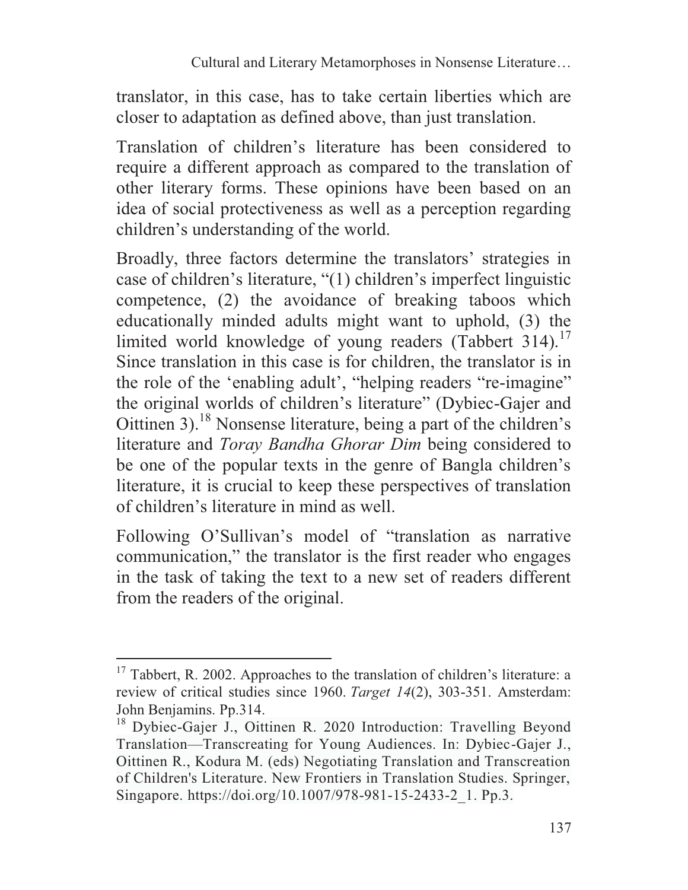translator, in this case, has to take certain liberties which are closer to adaptation as defined above, than just translation.

Translation of children's literature has been considered to require a different approach as compared to the translation of other literary forms. These opinions have been based on an idea of social protectiveness as well as a perception regarding children's understanding of the world.

Broadly, three factors determine the translators' strategies in case of children's literature, "(1) children's imperfect linguistic competence, (2) the avoidance of breaking taboos which educationally minded adults might want to uphold, (3) the limited world knowledge of young readers (Tabbert 314).[17] Since translation in this case is for children, the translator is in the role of the 'enabling adult', "helping readers "re-imagine" the original worlds of children's literature" (Dybiec-Gajer and Oittinen 3).[18] Nonsense literature, being a part of the children's literature and *Toray Bandha Ghorar Dim* being considered to be one of the popular texts in the genre of Bangla children's literature, it is crucial to keep these perspectives of translation of children's literature in mind as well.

Following O'Sullivan's model of "translation as narrative communication," the translator is the first reader who engages in the task of taking the text to a new set of readers different from the readers of the original.

---

[17] Tabbert, R. 2002. Approaches to the translation of children's literature: a review of critical studies since 1960. *Target 14*(2), 303-351. Amsterdam: John Benjamins. Pp.314.

[18] Dybiec-Gajer J., Oittinen R. 2020 Introduction: Travelling Beyond Translation—Transcreating for Young Audiences. In: Dybiec-Gajer J., Oittinen R., Kodura M. (eds) Negotiating Translation and Transcreation of Children's Literature. New Frontiers in Translation Studies. Springer, Singapore. https://doi.org/10.1007/978-981-15-2433-2_1. Pp.3.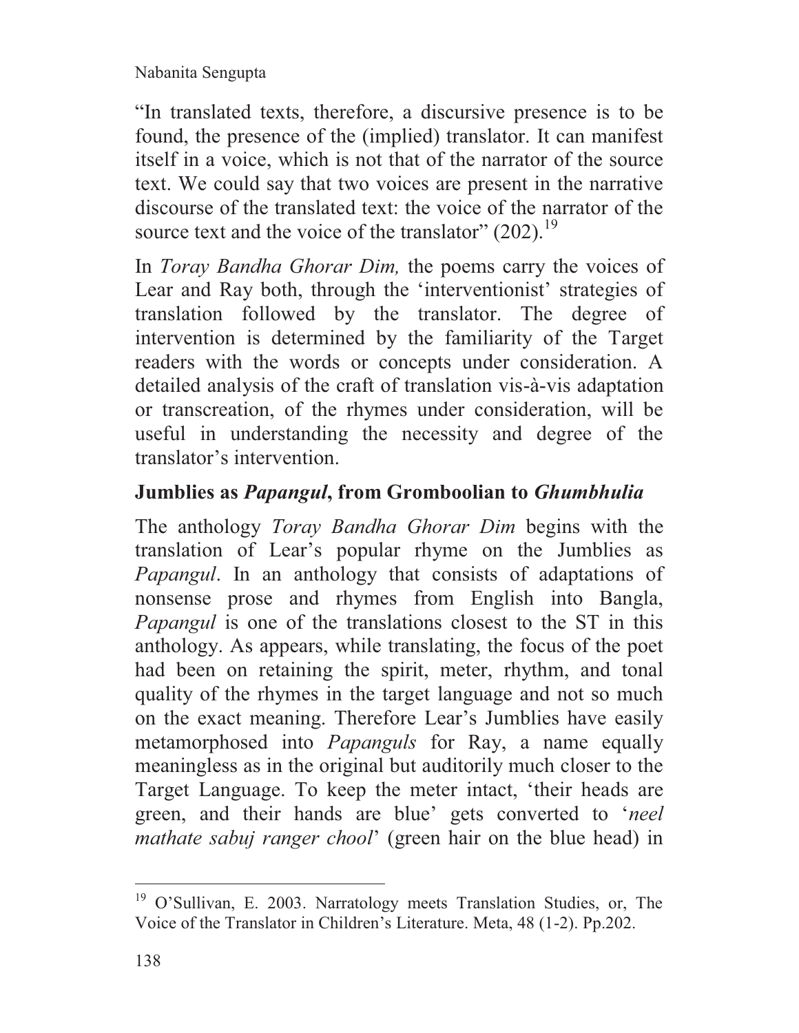"In translated texts, therefore, a discursive presence is to be found, the presence of the (implied) translator. It can manifest itself in a voice, which is not that of the narrator of the source text. We could say that two voices are present in the narrative discourse of the translated text: the voice of the narrator of the source text and the voice of the translator" (202).[19]

In *Toray Bandha Ghorar Dim,* the poems carry the voices of Lear and Ray both, through the 'interventionist' strategies of translation followed by the translator. The degree of intervention is determined by the familiarity of the Target readers with the words or concepts under consideration. A detailed analysis of the craft of translation vis-à-vis adaptation or transcreation, of the rhymes under consideration, will be useful in understanding the necessity and degree of the translator's intervention.

## Jumblies as *Papangul*, from Gromboolian to *Ghumbhulia*

The anthology *Toray Bandha Ghorar Dim* begins with the translation of Lear's popular rhyme on the Jumblies as *Papangul*. In an anthology that consists of adaptations of nonsense prose and rhymes from English into Bangla, *Papangul* is one of the translations closest to the ST in this anthology. As appears, while translating, the focus of the poet had been on retaining the spirit, meter, rhythm, and tonal quality of the rhymes in the target language and not so much on the exact meaning. Therefore Lear's Jumblies have easily metamorphosed into *Papanguls* for Ray, a name equally meaningless as in the original but auditorily much closer to the Target Language. To keep the meter intact, 'their heads are green, and their hands are blue' gets converted to '*neel mathate sabuj ranger chool*' (green hair on the blue head) in

---

[19] O'Sullivan, E. 2003. Narratology meets Translation Studies, or, The Voice of the Translator in Children's Literature. Meta, 48 (1-2). Pp.202.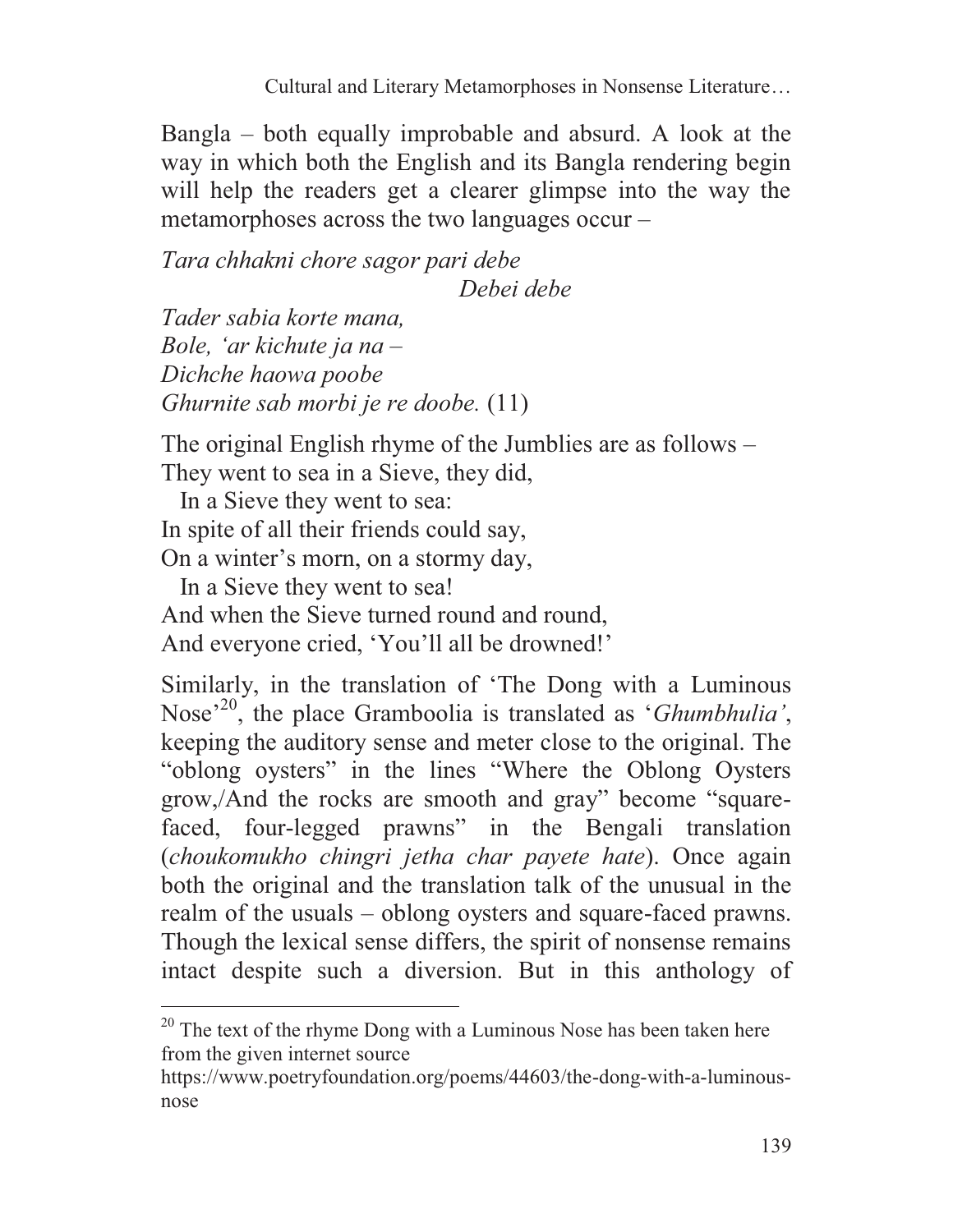Bangla – both equally improbable and absurd. A look at the way in which both the English and its Bangla rendering begin will help the readers get a clearer glimpse into the way the metamorphoses across the two languages occur –

*Tara chhakni chore sagor pari debe*
*Debei debe*
*Tader sabia korte mana,*
*Bole, 'ar kichute ja na –*
*Dichche haowa poobe*
*Ghurnite sab morbi je re doobe.* (11)

The original English rhyme of the Jumblies are as follows –
They went to sea in a Sieve, they did,
In a Sieve they went to sea:
In spite of all their friends could say,
On a winter's morn, on a stormy day,
In a Sieve they went to sea!
And when the Sieve turned round and round,
And everyone cried, 'You'll all be drowned!'

Similarly, in the translation of 'The Dong with a Luminous Nose'[20], the place Gramboolia is translated as '*Ghumbhulia'*, keeping the auditory sense and meter close to the original. The "oblong oysters" in the lines "Where the Oblong Oysters grow,/And the rocks are smooth and gray" become "square-faced, four-legged prawns" in the Bengali translation (*choukomukho chingri jetha char payete hate*). Once again both the original and the translation talk of the unusual in the realm of the usuals – oblong oysters and square-faced prawns. Though the lexical sense differs, the spirit of nonsense remains intact despite such a diversion. But in this anthology of

---

[20] The text of the rhyme Dong with a Luminous Nose has been taken here from the given internet source https://www.poetryfoundation.org/poems/44603/the-dong-with-a-luminous-nose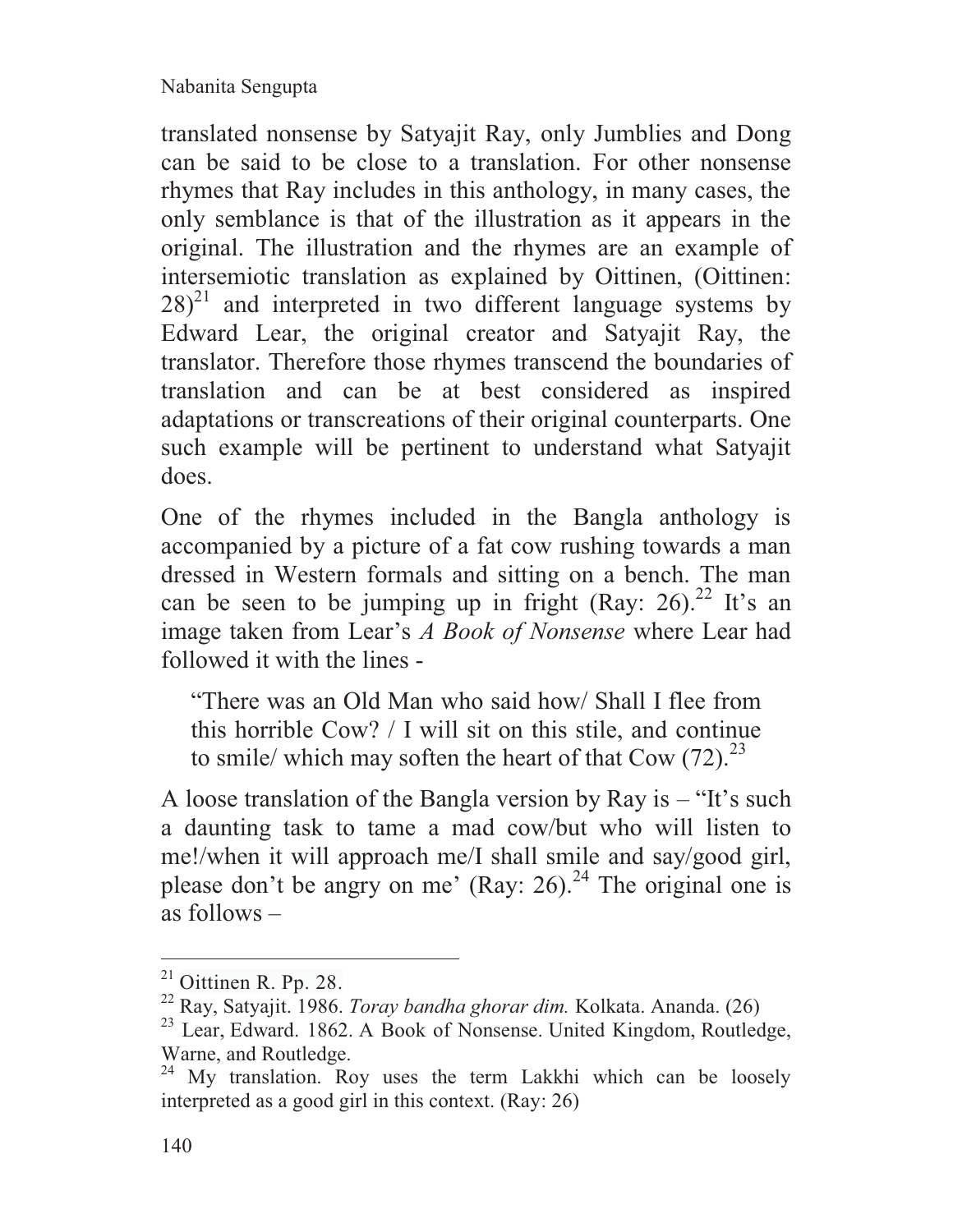translated nonsense by Satyajit Ray, only Jumblies and Dong can be said to be close to a translation. For other nonsense rhymes that Ray includes in this anthology, in many cases, the only semblance is that of the illustration as it appears in the original. The illustration and the rhymes are an example of intersemiotic translation as explained by Oittinen, (Oittinen: 28)[21] and interpreted in two different language systems by Edward Lear, the original creator and Satyajit Ray, the translator. Therefore those rhymes transcend the boundaries of translation and can be at best considered as inspired adaptations or transcreations of their original counterparts. One such example will be pertinent to understand what Satyajit does.

One of the rhymes included in the Bangla anthology is accompanied by a picture of a fat cow rushing towards a man dressed in Western formals and sitting on a bench. The man can be seen to be jumping up in fright (Ray: 26).[22] It's an image taken from Lear's *A Book of Nonsense* where Lear had followed it with the lines -

> "There was an Old Man who said how/ Shall I flee from this horrible Cow? / I will sit on this stile, and continue to smile/ which may soften the heart of that Cow (72).[23]

A loose translation of the Bangla version by Ray is – "It's such a daunting task to tame a mad cow/but who will listen to me!/when it will approach me/I shall smile and say/good girl, please don't be angry on me' (Ray: 26).[24] The original one is as follows –

---

[21] Oittinen R. Pp. 28.

[22] Ray, Satyajit. 1986. *Toray bandha ghorar dim.* Kolkata. Ananda. (26)

[23] Lear, Edward. 1862. A Book of Nonsense. United Kingdom, Routledge, Warne, and Routledge.

[24] My translation. Roy uses the term Lakkhi which can be loosely interpreted as a good girl in this context. (Ray: 26)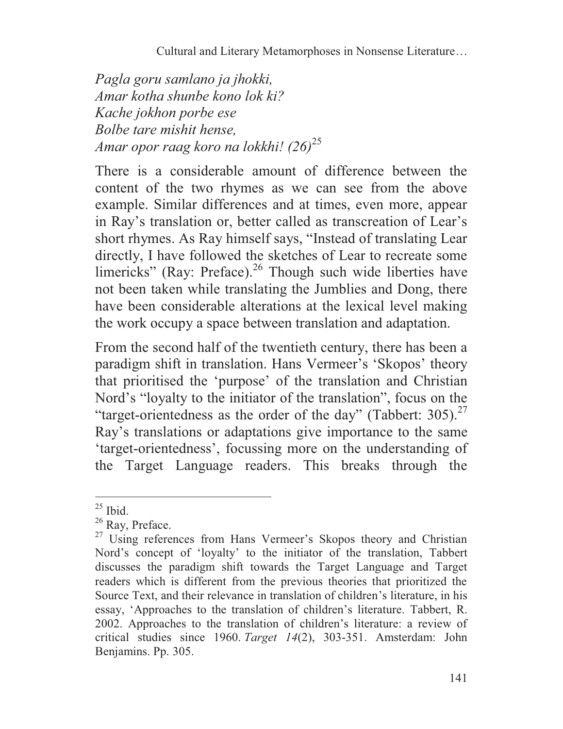*Pagla goru samlano ja jhokki,*
*Amar kotha shunbe kono lok ki?*
*Kache jokhon porbe ese*
*Bolbe tare mishit hense,*
*Amar opor raag koro na lokkhi! (26)*[25]

There is a considerable amount of difference between the content of the two rhymes as we can see from the above example. Similar differences and at times, even more, appear in Ray's translation or, better called as transcreation of Lear's short rhymes. As Ray himself says, "Instead of translating Lear directly, I have followed the sketches of Lear to recreate some limericks" (Ray: Preface).[26] Though such wide liberties have not been taken while translating the Jumblies and Dong, there have been considerable alterations at the lexical level making the work occupy a space between translation and adaptation.

From the second half of the twentieth century, there has been a paradigm shift in translation. Hans Vermeer's 'Skopos' theory that prioritised the 'purpose' of the translation and Christian Nord's "loyalty to the initiator of the translation", focus on the "target-orientedness as the order of the day" (Tabbert: 305).[27] Ray's translations or adaptations give importance to the same 'target-orientedness', focussing more on the understanding of the Target Language readers. This breaks through the

---

[25] Ibid.

[26] Ray, Preface.

[27] Using references from Hans Vermeer's Skopos theory and Christian Nord's concept of 'loyalty' to the initiator of the translation, Tabbert discusses the paradigm shift towards the Target Language and Target readers which is different from the previous theories that prioritized the Source Text, and their relevance in translation of children's literature, in his essay, 'Approaches to the translation of children's literature. Tabbert, R. 2002. Approaches to the translation of children's literature: a review of critical studies since 1960. *Target 14*(2), 303-351. Amsterdam: John Benjamins. Pp. 305.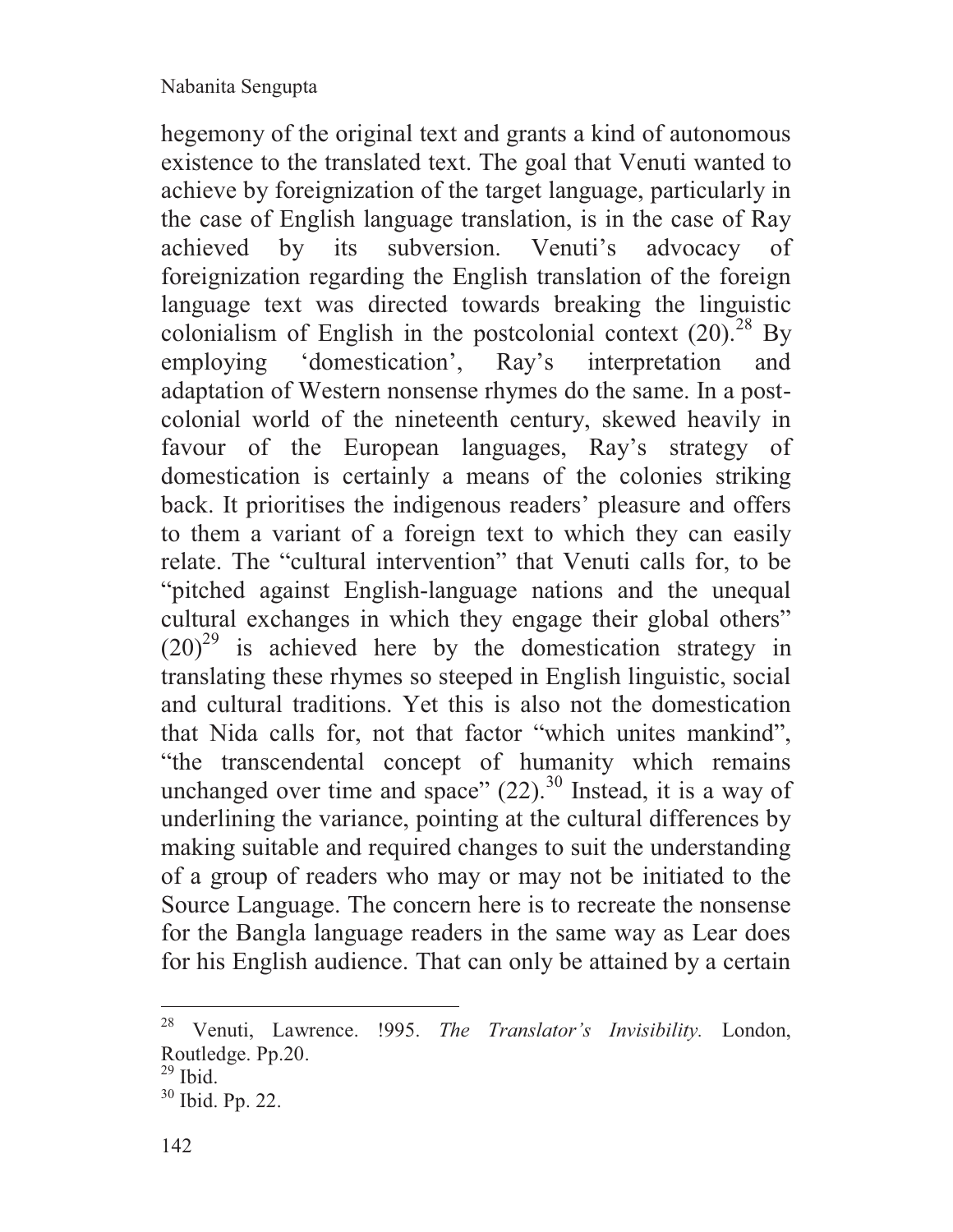hegemony of the original text and grants a kind of autonomous existence to the translated text. The goal that Venuti wanted to achieve by foreignization of the target language, particularly in the case of English language translation, is in the case of Ray achieved by its subversion. Venuti's advocacy of foreignization regarding the English translation of the foreign language text was directed towards breaking the linguistic colonialism of English in the postcolonial context (20).[28] By employing 'domestication', Ray's interpretation and adaptation of Western nonsense rhymes do the same. In a post-colonial world of the nineteenth century, skewed heavily in favour of the European languages, Ray's strategy of domestication is certainly a means of the colonies striking back. It prioritises the indigenous readers' pleasure and offers to them a variant of a foreign text to which they can easily relate. The "cultural intervention" that Venuti calls for, to be "pitched against English-language nations and the unequal cultural exchanges in which they engage their global others" (20)[29] is achieved here by the domestication strategy in translating these rhymes so steeped in English linguistic, social and cultural traditions. Yet this is also not the domestication that Nida calls for, not that factor "which unites mankind", "the transcendental concept of humanity which remains unchanged over time and space" (22).[30] Instead, it is a way of underlining the variance, pointing at the cultural differences by making suitable and required changes to suit the understanding of a group of readers who may or may not be initiated to the Source Language. The concern here is to recreate the nonsense for the Bangla language readers in the same way as Lear does for his English audience. That can only be attained by a certain

---

[28] Venuti, Lawrence. !995. *The Translator's Invisibility.* London, Routledge. Pp.20.

[29] Ibid.

[30] Ibid. Pp. 22.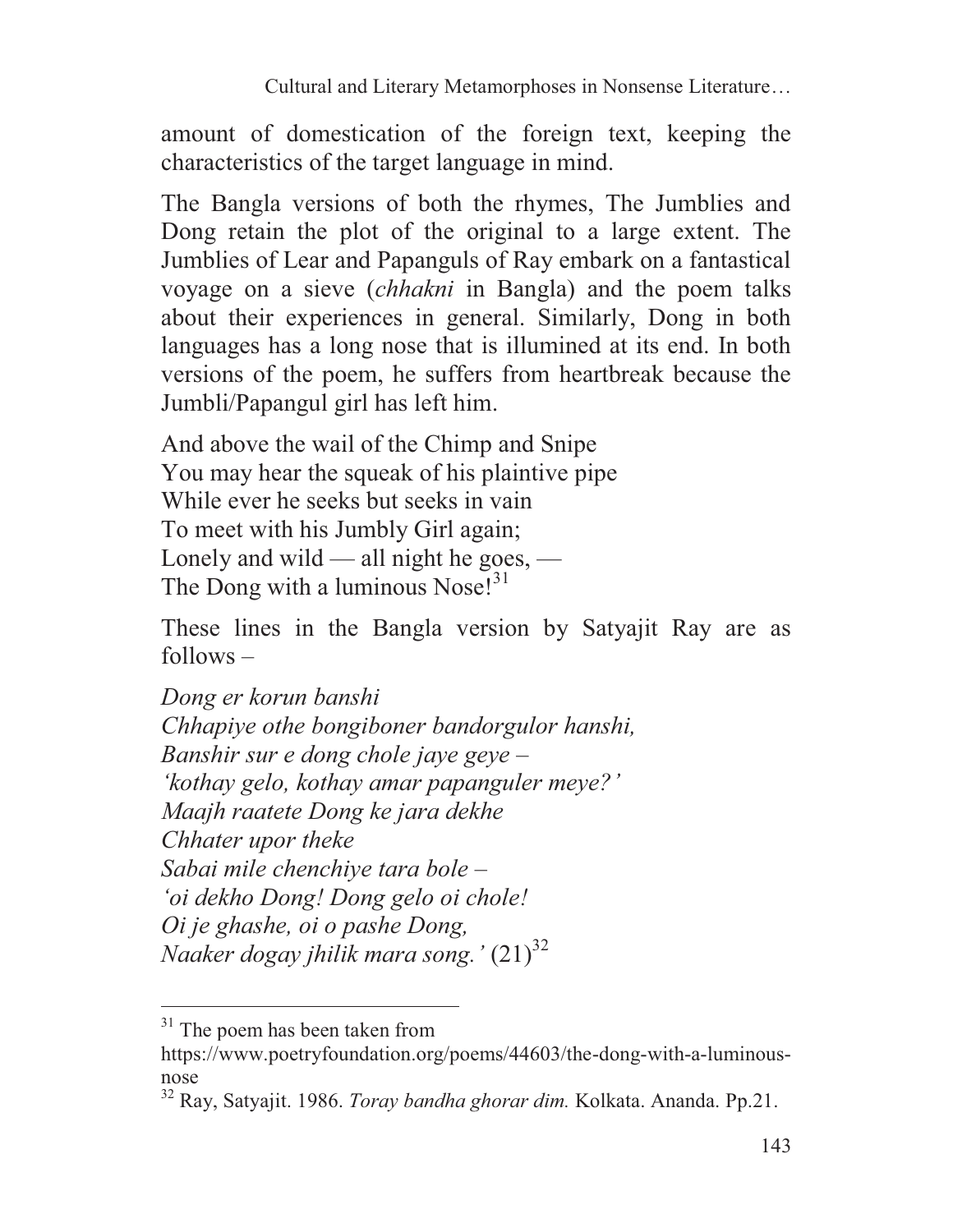amount of domestication of the foreign text, keeping the characteristics of the target language in mind.

The Bangla versions of both the rhymes, The Jumblies and Dong retain the plot of the original to a large extent. The Jumblies of Lear and Papanguls of Ray embark on a fantastical voyage on a sieve (*chhakni* in Bangla) and the poem talks about their experiences in general. Similarly, Dong in both languages has a long nose that is illumined at its end. In both versions of the poem, he suffers from heartbreak because the Jumbli/Papangul girl has left him.

And above the wail of the Chimp and Snipe  
You may hear the squeak of his plaintive pipe  
While ever he seeks but seeks in vain  
To meet with his Jumbly Girl again;  
Lonely and wild — all night he goes, —  
The Dong with a luminous Nose![31]

These lines in the Bangla version by Satyajit Ray are as follows –

*Dong er korun banshi*  
*Chhapiye othe bongiboner bandorgulor hanshi,*  
*Banshir sur e dong chole jaye geye –*  
*'kothay gelo, kothay amar papanguler meye?'*  
*Maajh raatete Dong ke jara dekhe*  
*Chhater upor theke*  
*Sabai mile chenchiye tara bole –*  
*'oi dekho Dong! Dong gelo oi chole!*  
*Oi je ghashe, oi o pashe Dong,*  
*Naaker dogay jhilik mara song.'* (21)[32]

---

[31] The poem has been taken from https://www.poetryfoundation.org/poems/44603/the-dong-with-a-luminous-nose

[32] Ray, Satyajit. 1986. *Toray bandha ghorar dim.* Kolkata. Ananda. Pp.21.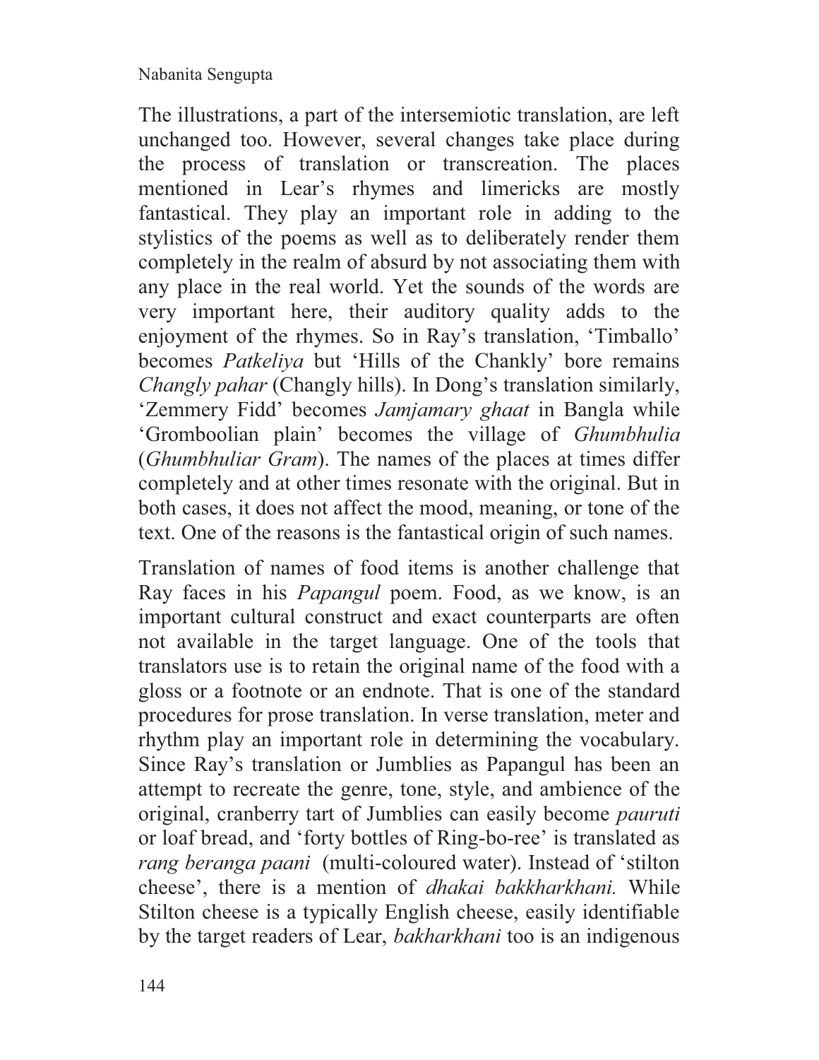The illustrations, a part of the intersemiotic translation, are left unchanged too. However, several changes take place during the process of translation or transcreation. The places mentioned in Lear's rhymes and limericks are mostly fantastical. They play an important role in adding to the stylistics of the poems as well as to deliberately render them completely in the realm of absurd by not associating them with any place in the real world. Yet the sounds of the words are very important here, their auditory quality adds to the enjoyment of the rhymes. So in Ray's translation, 'Timballo' becomes *Patkeliya* but 'Hills of the Chankly' bore remains *Changly pahar* (Changly hills). In Dong's translation similarly, 'Zemmery Fidd' becomes *Jamjamary ghaat* in Bangla while 'Gromboolian plain' becomes the village of *Ghumbhulia* (*Ghumbhuliar Gram*). The names of the places at times differ completely and at other times resonate with the original. But in both cases, it does not affect the mood, meaning, or tone of the text. One of the reasons is the fantastical origin of such names.

Translation of names of food items is another challenge that Ray faces in his *Papangul* poem. Food, as we know, is an important cultural construct and exact counterparts are often not available in the target language. One of the tools that translators use is to retain the original name of the food with a gloss or a footnote or an endnote. That is one of the standard procedures for prose translation. In verse translation, meter and rhythm play an important role in determining the vocabulary. Since Ray's translation or Jumblies as Papangul has been an attempt to recreate the genre, tone, style, and ambience of the original, cranberry tart of Jumblies can easily become *pauruti* or loaf bread, and 'forty bottles of Ring-bo-ree' is translated as *rang beranga paani* (multi-coloured water). Instead of 'stilton cheese', there is a mention of *dhakai bakkharkhani.* While Stilton cheese is a typically English cheese, easily identifiable by the target readers of Lear, *bakharkhani* too is an indigenous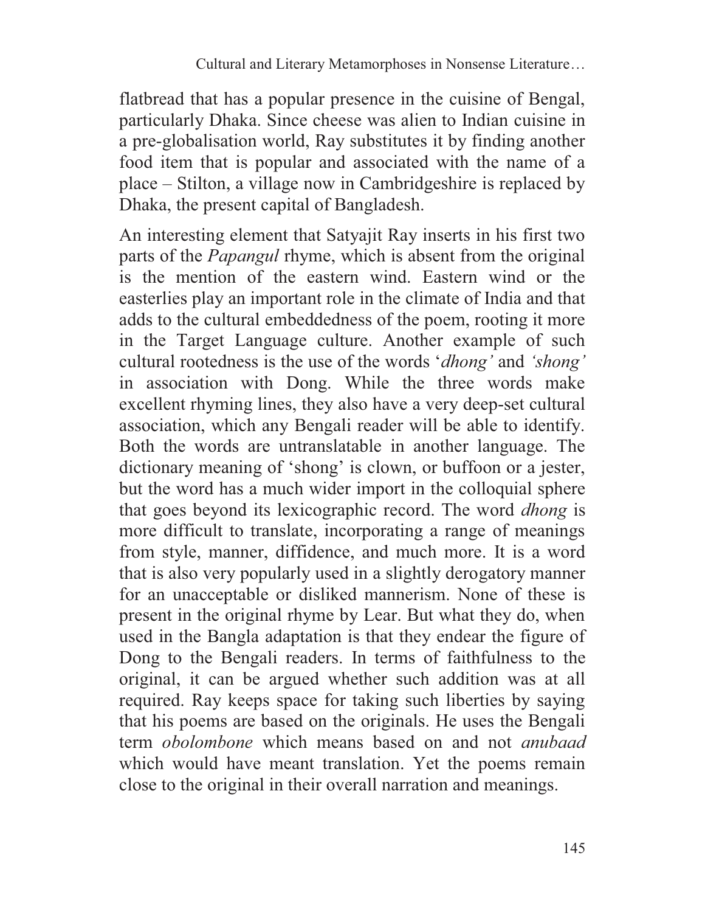flatbread that has a popular presence in the cuisine of Bengal, particularly Dhaka. Since cheese was alien to Indian cuisine in a pre-globalisation world, Ray substitutes it by finding another food item that is popular and associated with the name of a place – Stilton, a village now in Cambridgeshire is replaced by Dhaka, the present capital of Bangladesh.

An interesting element that Satyajit Ray inserts in his first two parts of the *Papangul* rhyme, which is absent from the original is the mention of the eastern wind. Eastern wind or the easterlies play an important role in the climate of India and that adds to the cultural embeddedness of the poem, rooting it more in the Target Language culture. Another example of such cultural rootedness is the use of the words '*dhong'* and *'shong'* in association with Dong. While the three words make excellent rhyming lines, they also have a very deep-set cultural association, which any Bengali reader will be able to identify. Both the words are untranslatable in another language. The dictionary meaning of 'shong' is clown, or buffoon or a jester, but the word has a much wider import in the colloquial sphere that goes beyond its lexicographic record. The word *dhong* is more difficult to translate, incorporating a range of meanings from style, manner, diffidence, and much more. It is a word that is also very popularly used in a slightly derogatory manner for an unacceptable or disliked mannerism. None of these is present in the original rhyme by Lear. But what they do, when used in the Bangla adaptation is that they endear the figure of Dong to the Bengali readers. In terms of faithfulness to the original, it can be argued whether such addition was at all required. Ray keeps space for taking such liberties by saying that his poems are based on the originals. He uses the Bengali term *obolombone* which means based on and not *anubaad* which would have meant translation. Yet the poems remain close to the original in their overall narration and meanings.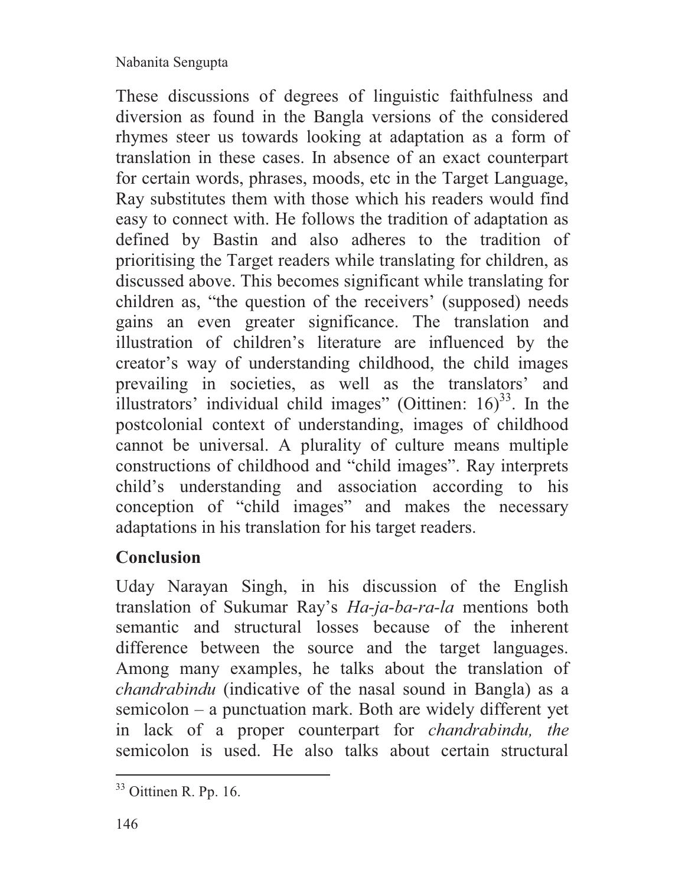These discussions of degrees of linguistic faithfulness and diversion as found in the Bangla versions of the considered rhymes steer us towards looking at adaptation as a form of translation in these cases. In absence of an exact counterpart for certain words, phrases, moods, etc in the Target Language, Ray substitutes them with those which his readers would find easy to connect with. He follows the tradition of adaptation as defined by Bastin and also adheres to the tradition of prioritising the Target readers while translating for children, as discussed above. This becomes significant while translating for children as, "the question of the receivers' (supposed) needs gains an even greater significance. The translation and illustration of children's literature are influenced by the creator's way of understanding childhood, the child images prevailing in societies, as well as the translators' and illustrators' individual child images" (Oittinen: 16)[33]. In the postcolonial context of understanding, images of childhood cannot be universal. A plurality of culture means multiple constructions of childhood and "child images". Ray interprets child's understanding and association according to his conception of "child images" and makes the necessary adaptations in his translation for his target readers.

## Conclusion

Uday Narayan Singh, in his discussion of the English translation of Sukumar Ray's *Ha-ja-ba-ra-la* mentions both semantic and structural losses because of the inherent difference between the source and the target languages. Among many examples, he talks about the translation of *chandrabindu* (indicative of the nasal sound in Bangla) as a semicolon – a punctuation mark. Both are widely different yet in lack of a proper counterpart for *chandrabindu, the* semicolon is used. He also talks about certain structural

---

[33] Oittinen R. Pp. 16.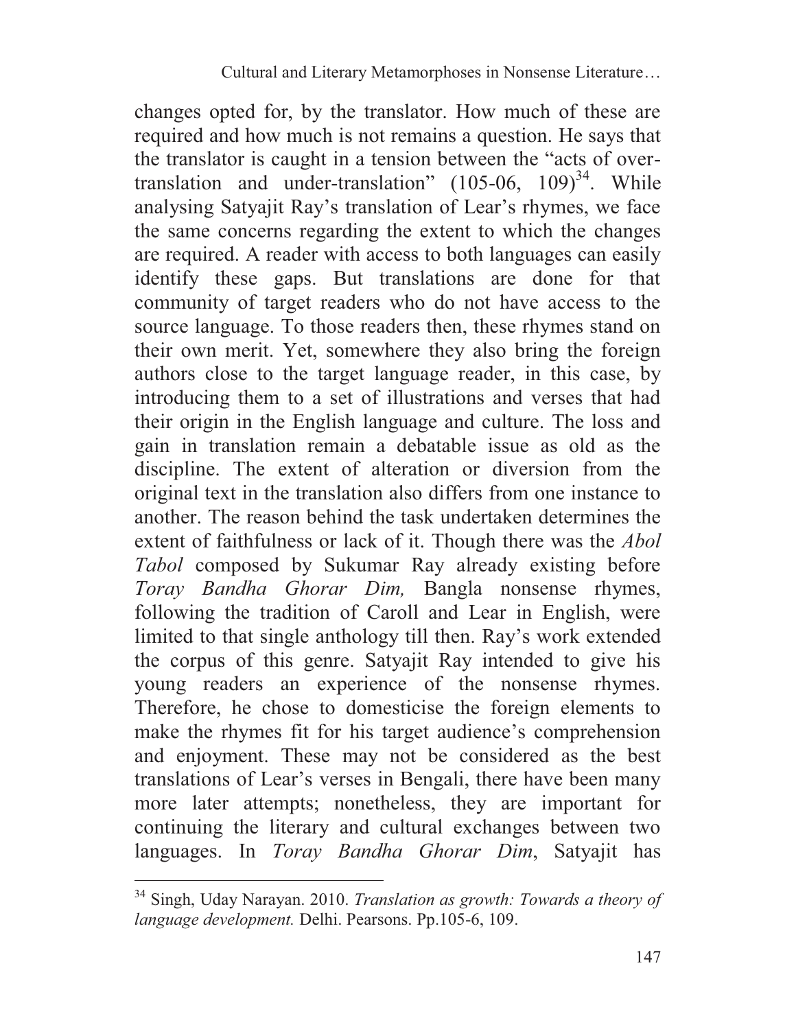changes opted for, by the translator. How much of these are required and how much is not remains a question. He says that the translator is caught in a tension between the "acts of over-translation and under-translation" (105-06, 109)[34]. While analysing Satyajit Ray's translation of Lear's rhymes, we face the same concerns regarding the extent to which the changes are required. A reader with access to both languages can easily identify these gaps. But translations are done for that community of target readers who do not have access to the source language. To those readers then, these rhymes stand on their own merit. Yet, somewhere they also bring the foreign authors close to the target language reader, in this case, by introducing them to a set of illustrations and verses that had their origin in the English language and culture. The loss and gain in translation remain a debatable issue as old as the discipline. The extent of alteration or diversion from the original text in the translation also differs from one instance to another. The reason behind the task undertaken determines the extent of faithfulness or lack of it. Though there was the *Abol Tabol* composed by Sukumar Ray already existing before *Toray Bandha Ghorar Dim,* Bangla nonsense rhymes, following the tradition of Caroll and Lear in English, were limited to that single anthology till then. Ray's work extended the corpus of this genre. Satyajit Ray intended to give his young readers an experience of the nonsense rhymes. Therefore, he chose to domesticise the foreign elements to make the rhymes fit for his target audience's comprehension and enjoyment. These may not be considered as the best translations of Lear's verses in Bengali, there have been many more later attempts; nonetheless, they are important for continuing the literary and cultural exchanges between two languages. In *Toray Bandha Ghorar Dim*, Satyajit has

[34] Singh, Uday Narayan. 2010. *Translation as growth: Towards a theory of language development.* Delhi. Pearsons. Pp.105-6, 109.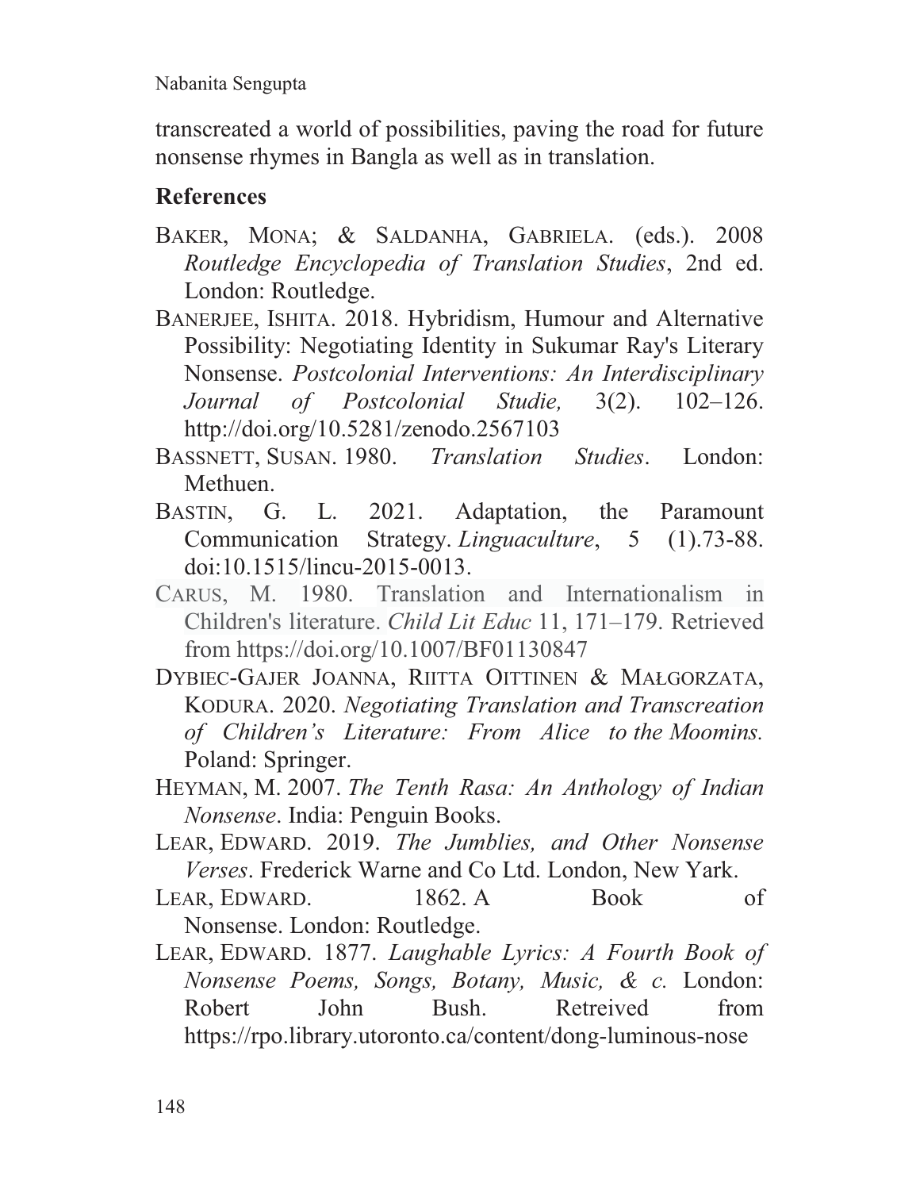transcreated a world of possibilities, paving the road for future nonsense rhymes in Bangla as well as in translation.

## References

BAKER, MONA; & SALDANHA, GABRIELA. (eds.). 2008 *Routledge Encyclopedia of Translation Studies*, 2nd ed. London: Routledge.

BANERJEE, ISHITA. 2018. Hybridism, Humour and Alternative Possibility: Negotiating Identity in Sukumar Ray's Literary Nonsense. *Postcolonial Interventions: An Interdisciplinary Journal of Postcolonial Studie,* 3(2). 102–126. http://doi.org/10.5281/zenodo.2567103

BASSNETT, SUSAN. 1980. *Translation Studies*. London: Methuen.

BASTIN, G. L. 2021. Adaptation, the Paramount Communication Strategy. *Linguaculture*, 5 (1).73-88. doi:10.1515/lincu-2015-0013.

CARUS, M. 1980. Translation and Internationalism in Children's literature. *Child Lit Educ* 11, 171–179. Retrieved from https://doi.org/10.1007/BF01130847

DYBIEC-GAJER JOANNA, RIITTA OITTINEN & MAŁGORZATA, KODURA. 2020. *Negotiating Translation and Transcreation of Children's Literature: From Alice to the Moomins.* Poland: Springer.

HEYMAN, M. 2007. *The Tenth Rasa: An Anthology of Indian Nonsense*. India: Penguin Books.

LEAR, EDWARD. 2019. *The Jumblies, and Other Nonsense Verses*. Frederick Warne and Co Ltd. London, New Yark.

LEAR, EDWARD. 1862. A Book of Nonsense. London: Routledge.

LEAR, EDWARD. 1877. *Laughable Lyrics: A Fourth Book of Nonsense Poems, Songs, Botany, Music, & c.* London: Robert John Bush. Retreived from https://rpo.library.utoronto.ca/content/dong-luminous-nose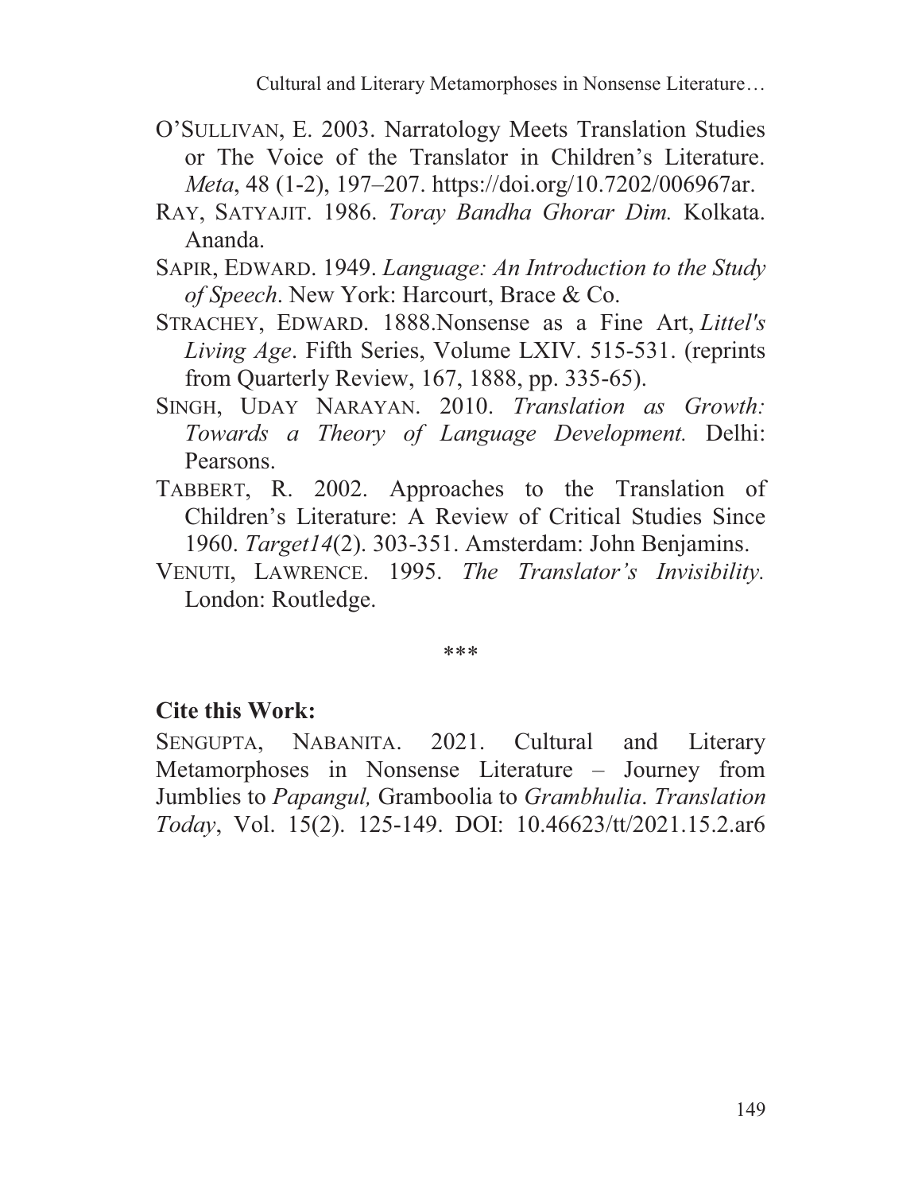O'SULLIVAN, E. 2003. Narratology Meets Translation Studies or The Voice of the Translator in Children's Literature. *Meta*, 48 (1-2), 197–207. https://doi.org/10.7202/006967ar.

RAY, SATYAJIT. 1986. *Toray Bandha Ghorar Dim.* Kolkata. Ananda.

SAPIR, EDWARD. 1949. *Language: An Introduction to the Study of Speech*. New York: Harcourt, Brace & Co.

STRACHEY, EDWARD. 1888.Nonsense as a Fine Art, *Littel's Living Age*. Fifth Series, Volume LXIV. 515-531. (reprints from Quarterly Review, 167, 1888, pp. 335-65).

SINGH, UDAY NARAYAN. 2010. *Translation as Growth: Towards a Theory of Language Development.* Delhi: Pearsons.

TABBERT, R. 2002. Approaches to the Translation of Children's Literature: A Review of Critical Studies Since 1960. *Target14*(2). 303-351. Amsterdam: John Benjamins.

VENUTI, LAWRENCE. 1995. *The Translator's Invisibility.* London: Routledge.

***

**Cite this Work:**

SENGUPTA, NABANITA. 2021. Cultural and Literary Metamorphoses in Nonsense Literature – Journey from Jumblies to *Papangul,* Gramboolia to *Grambhulia*. *Translation Today*, Vol. 15(2). 125-149. DOI: 10.46623/tt/2021.15.2.ar6